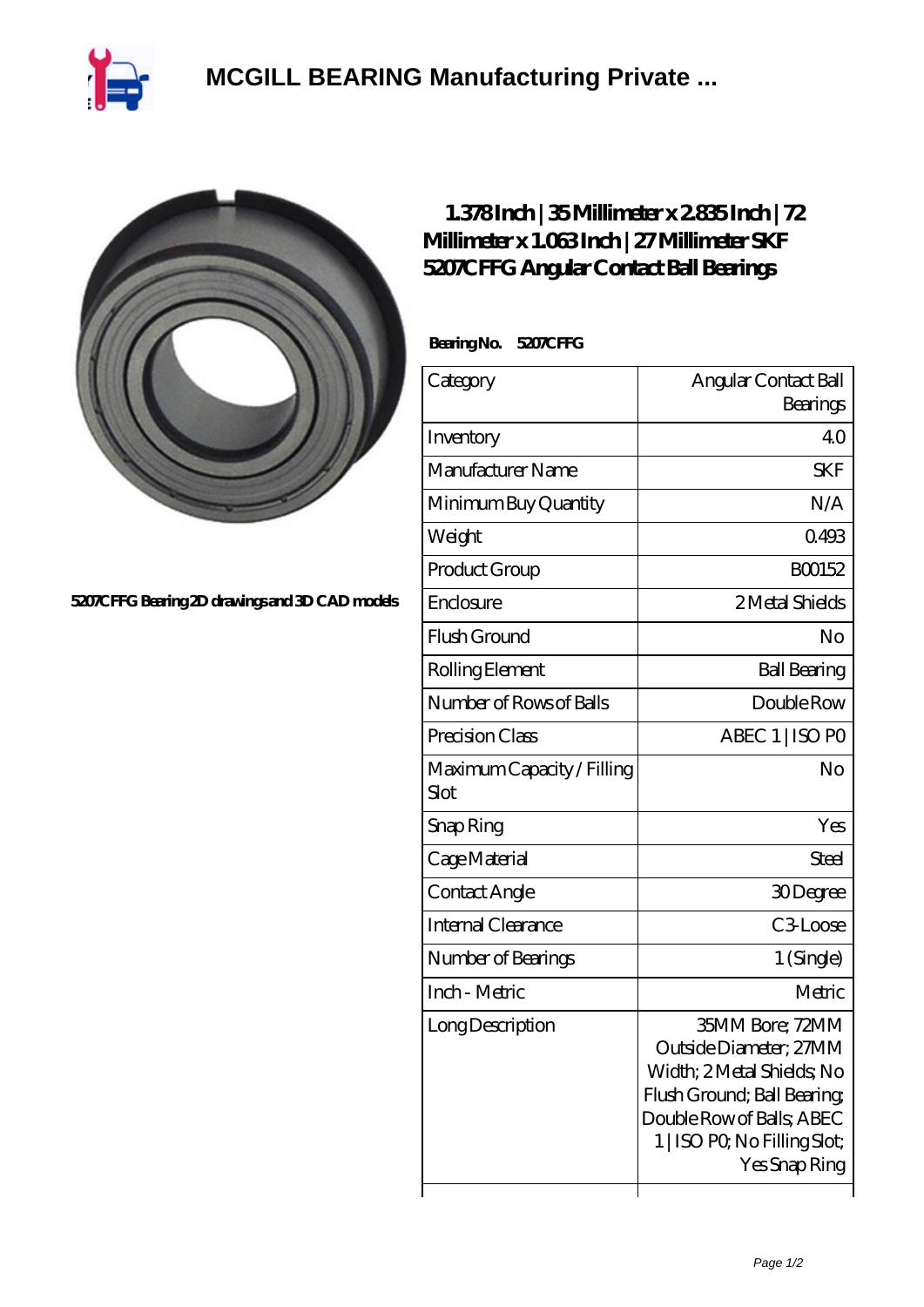# MCGILL BEARING Manufacturing Private ...

5207CFFG Bearing 2D drawings and 3D CAD models

## 1.378 Inch | 35 Millimeter x 2.835 Inch | 72 Millimeter x 1.063 Inch | 27 Millimeter SKF 5207CFFG Angular Contact Ball Bearings

**Bearing No. 5207CFFG**

| Category | Angular Contact Ball Bearings |
|---|---|
| Inventory | 4.0 |
| Manufacturer Name | SKF |
| Minimum Buy Quantity | N/A |
| Weight | 0.493 |
| Product Group | B00152 |
| Enclosure | 2 Metal Shields |
| Flush Ground | No |
| Rolling Element | Ball Bearing |
| Number of Rows of Balls | Double Row |
| Precision Class | ABEC 1 \| ISO P0 |
| Maximum Capacity / Filling Slot | No |
| Snap Ring | Yes |
| Cage Material | Steel |
| Contact Angle | 30 Degree |
| Internal Clearance | C3-Loose |
| Number of Bearings | 1 (Single) |
| Inch - Metric | Metric |
| Long Description | 35MM Bore; 72MM Outside Diameter; 27MM Width; 2 Metal Shields; No Flush Ground; Ball Bearing; Double Row of Balls; ABEC 1 \| ISO P0; No Filling Slot; Yes Snap Ring |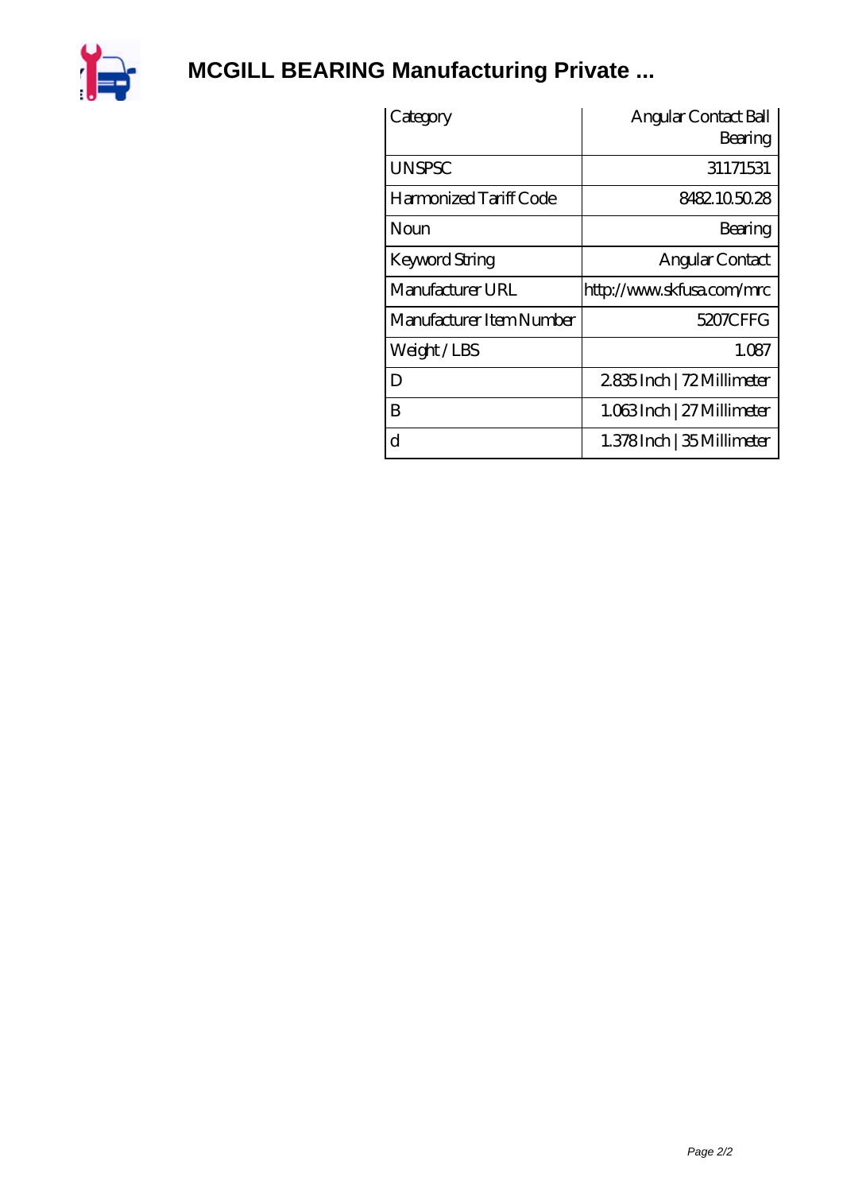## MCGILL BEARING Manufacturing Private ...

| | |
|---|---|
| Category | Angular Contact Ball Bearing |
| UNSPSC | 31171531 |
| Harmonized Tariff Code | 8482.10.50.28 |
| Noun | Bearing |
| Keyword String | Angular Contact |
| Manufacturer URL | http://www.skfusa.com/mrc |
| Manufacturer Item Number | 5207CFFG |
| Weight / LBS | 1.087 |
| D | 2.835 Inch \| 72 Millimeter |
| B | 1.063 Inch \| 27 Millimeter |
| d | 1.378 Inch \| 35 Millimeter |